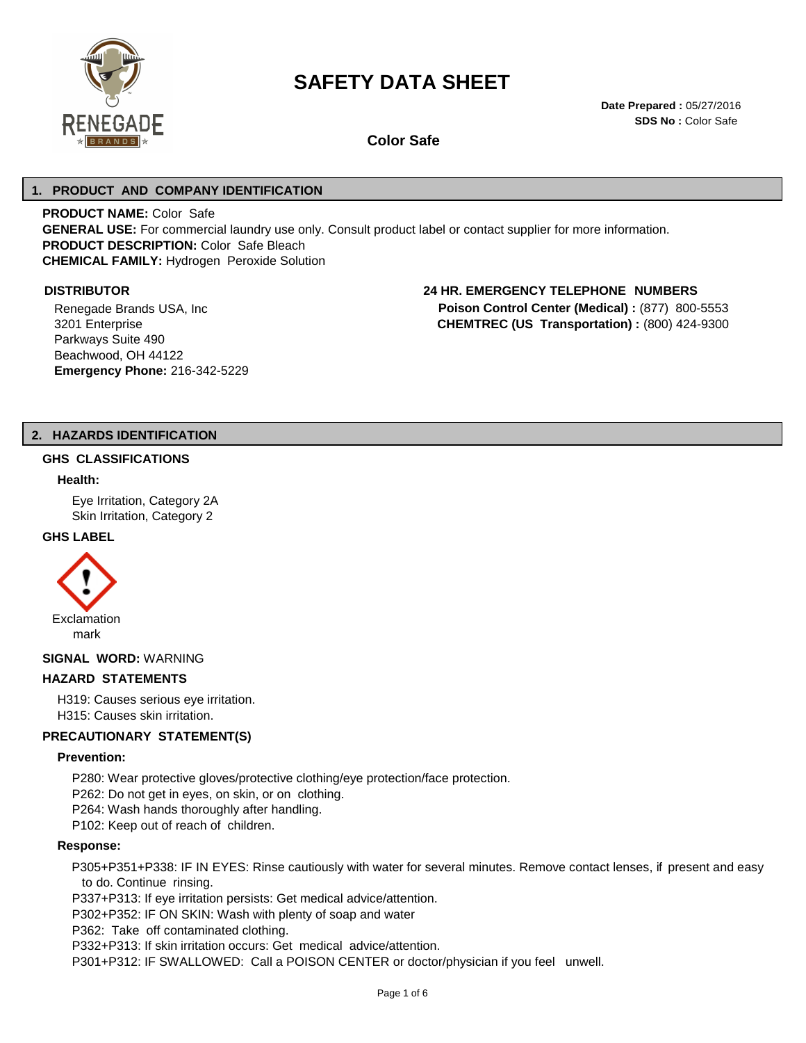# SAFETY DATA SHEET

**Date Prepared :** 05/27/2016
**SDS No :** Color Safe

**Color Safe**

## 1. PRODUCT AND COMPANY IDENTIFICATION

**PRODUCT NAME:** Color Safe
**GENERAL USE:** For commercial laundry use only. Consult product label or contact supplier for more information.
**PRODUCT DESCRIPTION:** Color Safe Bleach
**CHEMICAL FAMILY:** Hydrogen Peroxide Solution

### DISTRIBUTOR

Renegade Brands USA, Inc
3201 Enterprise
Parkways Suite 490
Beachwood, OH 44122
**Emergency Phone:** 216-342-5229

### 24 HR. EMERGENCY TELEPHONE NUMBERS

**Poison Control Center (Medical) :** (877) 800-5553
**CHEMTREC (US Transportation) :** (800) 424-9300

## 2. HAZARDS IDENTIFICATION

### GHS CLASSIFICATIONS

**Health:**

Eye Irritation, Category 2A
Skin Irritation, Category 2

### GHS LABEL

Exclamation mark

**SIGNAL WORD:** WARNING

### HAZARD STATEMENTS

H319: Causes serious eye irritation.
H315: Causes skin irritation.

### PRECAUTIONARY STATEMENT(S)

**Prevention:**

P280: Wear protective gloves/protective clothing/eye protection/face protection.
P262: Do not get in eyes, on skin, or on clothing.
P264: Wash hands thoroughly after handling.
P102: Keep out of reach of children.

**Response:**

P305+P351+P338: IF IN EYES: Rinse cautiously with water for several minutes. Remove contact lenses, if present and easy to do. Continue rinsing.
P337+P313: If eye irritation persists: Get medical advice/attention.
P302+P352: IF ON SKIN: Wash with plenty of soap and water
P362: Take off contaminated clothing.
P332+P313: If skin irritation occurs: Get medical advice/attention.
P301+P312: IF SWALLOWED: Call a POISON CENTER or doctor/physician if you feel unwell.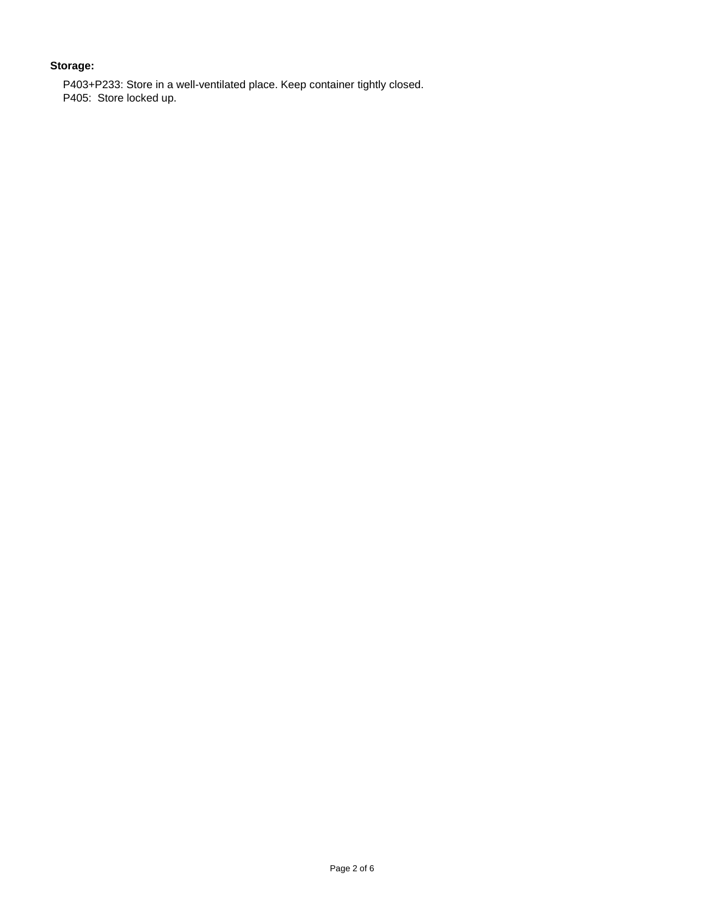**Storage:**

P403+P233: Store in a well-ventilated place. Keep container tightly closed.
P405:  Store locked up.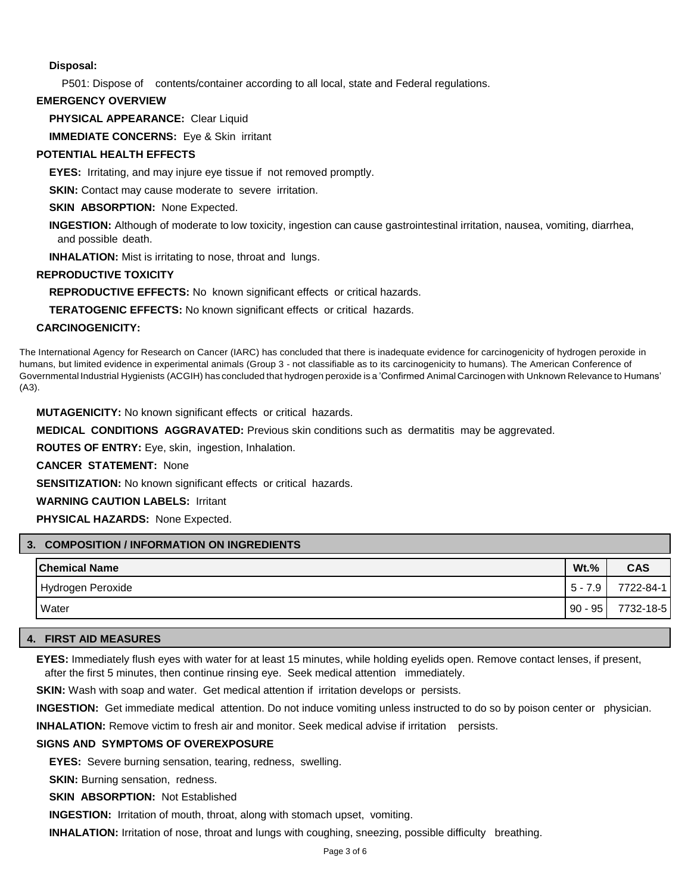**Disposal:**

P501: Dispose of contents/container according to all local, state and Federal regulations.

**EMERGENCY OVERVIEW**

**PHYSICAL APPEARANCE:** Clear Liquid

**IMMEDIATE CONCERNS:** Eye & Skin irritant

**POTENTIAL HEALTH EFFECTS**

**EYES:** Irritating, and may injure eye tissue if not removed promptly.

**SKIN:** Contact may cause moderate to severe irritation.

**SKIN ABSORPTION:** None Expected.

**INGESTION:** Although of moderate to low toxicity, ingestion can cause gastrointestinal irritation, nausea, vomiting, diarrhea, and possible death.

**INHALATION:** Mist is irritating to nose, throat and lungs.

**REPRODUCTIVE TOXICITY**

**REPRODUCTIVE EFFECTS:** No known significant effects or critical hazards.

**TERATOGENIC EFFECTS:** No known significant effects or critical hazards.

**CARCINOGENICITY:**

The International Agency for Research on Cancer (IARC) has concluded that there is inadequate evidence for carcinogenicity of hydrogen peroxide in humans, but limited evidence in experimental animals (Group 3 - not classifiable as to its carcinogenicity to humans). The American Conference of Governmental Industrial Hygienists (ACGIH) has concluded that hydrogen peroxide is a 'Confirmed Animal Carcinogen with Unknown Relevance to Humans' (A3).

**MUTAGENICITY:** No known significant effects or critical hazards.

**MEDICAL CONDITIONS AGGRAVATED:** Previous skin conditions such as dermatitis may be aggrevated.

**ROUTES OF ENTRY:** Eye, skin, ingestion, Inhalation.

**CANCER STATEMENT:** None

**SENSITIZATION:** No known significant effects or critical hazards.

**WARNING CAUTION LABELS:** Irritant

**PHYSICAL HAZARDS:** None Expected.

## 3. COMPOSITION / INFORMATION ON INGREDIENTS

| Chemical Name | Wt.% | CAS |
|---|---|---|
| Hydrogen Peroxide | 5 - 7.9 | 7722-84-1 |
| Water | 90 - 95 | 7732-18-5 |

## 4. FIRST AID MEASURES

**EYES:** Immediately flush eyes with water for at least 15 minutes, while holding eyelids open. Remove contact lenses, if present, after the first 5 minutes, then continue rinsing eye. Seek medical attention immediately.

**SKIN:** Wash with soap and water. Get medical attention if irritation develops or persists.

**INGESTION:** Get immediate medical attention. Do not induce vomiting unless instructed to do so by poison center or physician.

**INHALATION:** Remove victim to fresh air and monitor. Seek medical advise if irritation persists.

**SIGNS AND SYMPTOMS OF OVEREXPOSURE**

**EYES:** Severe burning sensation, tearing, redness, swelling.

**SKIN:** Burning sensation, redness.

**SKIN ABSORPTION:** Not Established

**INGESTION:** Irritation of mouth, throat, along with stomach upset, vomiting.

**INHALATION:** Irritation of nose, throat and lungs with coughing, sneezing, possible difficulty breathing.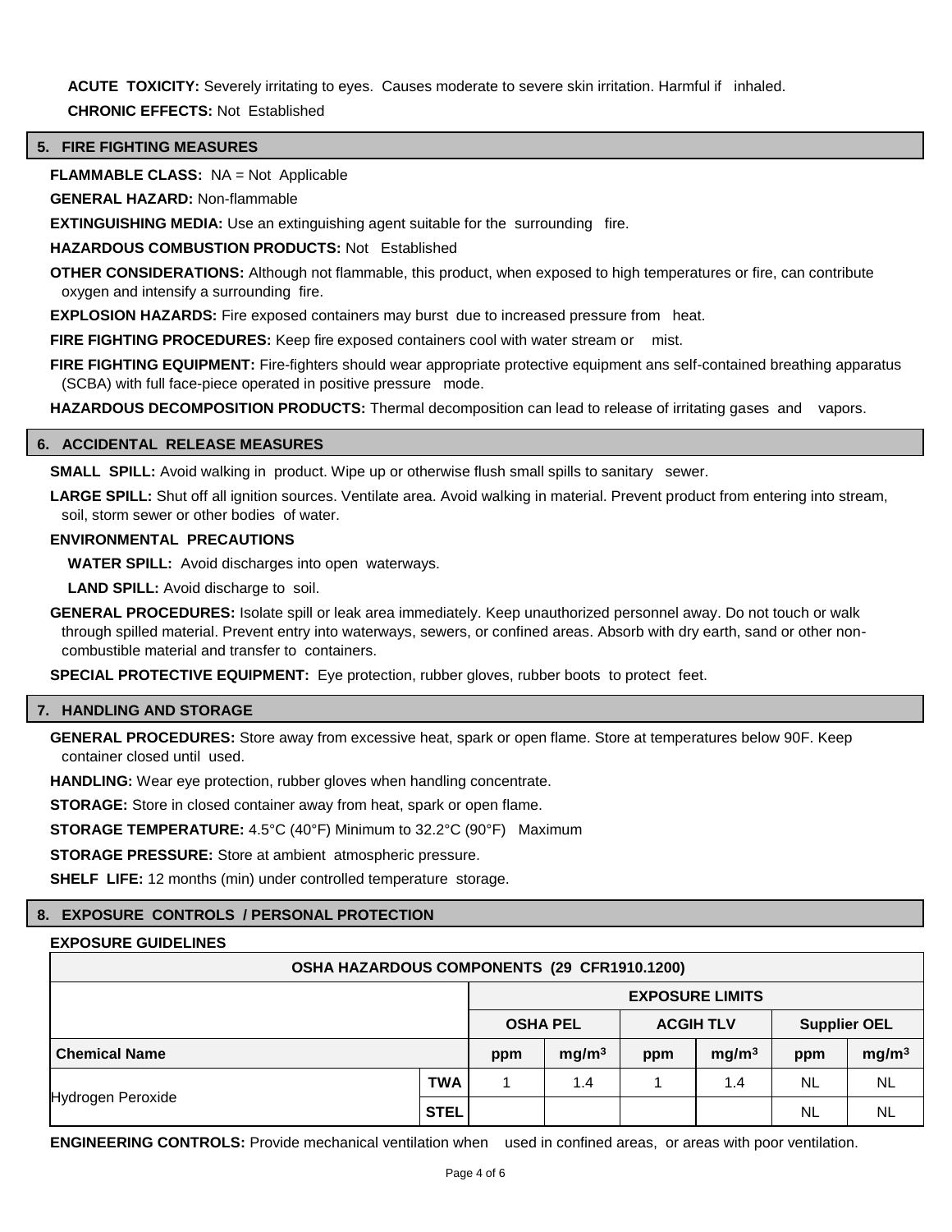**ACUTE TOXICITY:** Severely irritating to eyes. Causes moderate to severe skin irritation. Harmful if inhaled.

**CHRONIC EFFECTS:** Not Established

## 5. FIRE FIGHTING MEASURES

**FLAMMABLE CLASS:** NA = Not Applicable

**GENERAL HAZARD:** Non-flammable

**EXTINGUISHING MEDIA:** Use an extinguishing agent suitable for the surrounding fire.

**HAZARDOUS COMBUSTION PRODUCTS:** Not Established

**OTHER CONSIDERATIONS:** Although not flammable, this product, when exposed to high temperatures or fire, can contribute oxygen and intensify a surrounding fire.

**EXPLOSION HAZARDS:** Fire exposed containers may burst due to increased pressure from heat.

**FIRE FIGHTING PROCEDURES:** Keep fire exposed containers cool with water stream or mist.

**FIRE FIGHTING EQUIPMENT:** Fire-fighters should wear appropriate protective equipment ans self-contained breathing apparatus (SCBA) with full face-piece operated in positive pressure mode.

**HAZARDOUS DECOMPOSITION PRODUCTS:** Thermal decomposition can lead to release of irritating gases and vapors.

## 6. ACCIDENTAL RELEASE MEASURES

**SMALL SPILL:** Avoid walking in product. Wipe up or otherwise flush small spills to sanitary sewer.

**LARGE SPILL:** Shut off all ignition sources. Ventilate area. Avoid walking in material. Prevent product from entering into stream, soil, storm sewer or other bodies of water.

**ENVIRONMENTAL PRECAUTIONS**

**WATER SPILL:** Avoid discharges into open waterways.

**LAND SPILL:** Avoid discharge to soil.

**GENERAL PROCEDURES:** Isolate spill or leak area immediately. Keep unauthorized personnel away. Do not touch or walk through spilled material. Prevent entry into waterways, sewers, or confined areas. Absorb with dry earth, sand or other non-combustible material and transfer to containers.

**SPECIAL PROTECTIVE EQUIPMENT:** Eye protection, rubber gloves, rubber boots to protect feet.

## 7. HANDLING AND STORAGE

**GENERAL PROCEDURES:** Store away from excessive heat, spark or open flame. Store at temperatures below 90F. Keep container closed until used.

**HANDLING:** Wear eye protection, rubber gloves when handling concentrate.

**STORAGE:** Store in closed container away from heat, spark or open flame.

**STORAGE TEMPERATURE:** 4.5°C (40°F) Minimum to 32.2°C (90°F) Maximum

**STORAGE PRESSURE:** Store at ambient atmospheric pressure.

**SHELF LIFE:** 12 months (min) under controlled temperature storage.

## 8. EXPOSURE CONTROLS / PERSONAL PROTECTION

**EXPOSURE GUIDELINES**

| OSHA HAZARDOUS COMPONENTS (29 CFR1910.1200) | | | | | | | |
|---|---|---|---|---|---|---|---|
| | | EXPOSURE LIMITS | | | | | |
| | | OSHA PEL | | ACGIH TLV | | Supplier OEL | |
| Chemical Name | | ppm | $mg/m^3$ | ppm | $mg/m^3$ | ppm | $mg/m^3$ |
| Hydrogen Peroxide | TWA | 1 | 1.4 | 1 | 1.4 | NL | NL |
| | STEL | | | | | NL | NL |

**ENGINEERING CONTROLS:** Provide mechanical ventilation when used in confined areas, or areas with poor ventilation.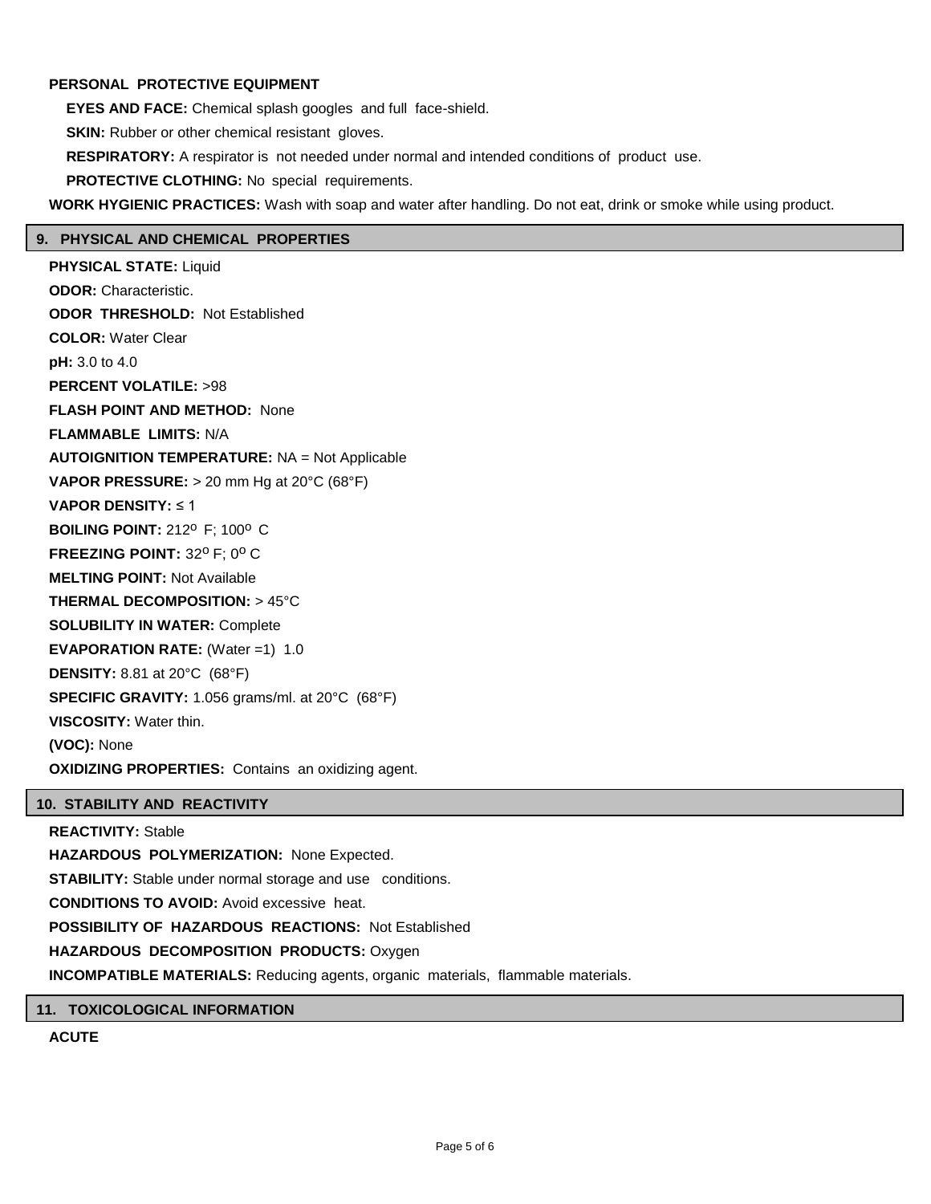**PERSONAL PROTECTIVE EQUIPMENT**

**EYES AND FACE:** Chemical splash googles and full face-shield.

**SKIN:** Rubber or other chemical resistant gloves.

**RESPIRATORY:** A respirator is not needed under normal and intended conditions of product use.

**PROTECTIVE CLOTHING:** No special requirements.

**WORK HYGIENIC PRACTICES:** Wash with soap and water after handling. Do not eat, drink or smoke while using product.

## 9. PHYSICAL AND CHEMICAL PROPERTIES

**PHYSICAL STATE:** Liquid

**ODOR:** Characteristic.

**ODOR THRESHOLD:** Not Established

**COLOR:** Water Clear

**pH:** 3.0 to 4.0

**PERCENT VOLATILE:** >98

**FLASH POINT AND METHOD:** None

**FLAMMABLE LIMITS:** N/A

**AUTOIGNITION TEMPERATURE:** NA = Not Applicable

**VAPOR PRESSURE:** > 20 mm Hg at 20°C (68°F)

**VAPOR DENSITY:** ≤ 1

**BOILING POINT:** 212º F; 100º C

**FREEZING POINT:** 32º F; 0º C

**MELTING POINT:** Not Available

**THERMAL DECOMPOSITION:** > 45°C

**SOLUBILITY IN WATER:** Complete

**EVAPORATION RATE:** (Water =1) 1.0

**DENSITY:** 8.81 at 20°C (68°F)

**SPECIFIC GRAVITY:** 1.056 grams/ml. at 20°C (68°F)

**VISCOSITY:** Water thin.

**(VOC):** None

**OXIDIZING PROPERTIES:** Contains an oxidizing agent.

## 10. STABILITY AND REACTIVITY

**REACTIVITY:** Stable

**HAZARDOUS POLYMERIZATION:** None Expected.

**STABILITY:** Stable under normal storage and use conditions.

**CONDITIONS TO AVOID:** Avoid excessive heat.

**POSSIBILITY OF HAZARDOUS REACTIONS:** Not Established

**HAZARDOUS DECOMPOSITION PRODUCTS:** Oxygen

**INCOMPATIBLE MATERIALS:** Reducing agents, organic materials, flammable materials.

## 11. TOXICOLOGICAL INFORMATION

**ACUTE**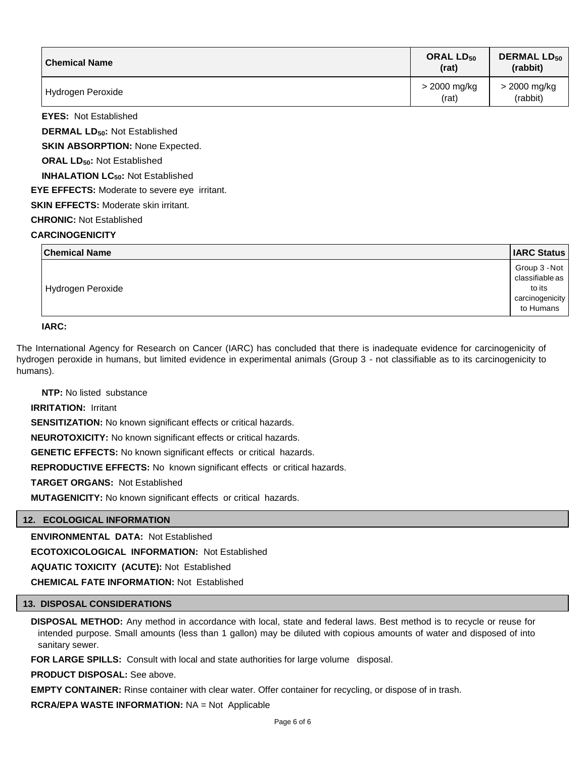| Chemical Name | ORAL $LD_{50}$ (rat) | DERMAL $LD_{50}$ (rabbit) |
|---|---|---|
| Hydrogen Peroxide | > 2000 mg/kg (rat) | > 2000 mg/kg (rabbit) |

**EYES:** Not Established

**DERMAL $LD_{50}$:** Not Established

**SKIN ABSORPTION:** None Expected.

**ORAL $LD_{50}$:** Not Established

**INHALATION $LC_{50}$:** Not Established

**EYE EFFECTS:** Moderate to severe eye irritant.

**SKIN EFFECTS:** Moderate skin irritant.

**CHRONIC:** Not Established

**CARCINOGENICITY**

| Chemical Name | IARC Status |
|---|---|
| Hydrogen Peroxide | Group 3 - Not classifiable as to its carcinogenicity to Humans |

**IARC:**

The International Agency for Research on Cancer (IARC) has concluded that there is inadequate evidence for carcinogenicity of hydrogen peroxide in humans, but limited evidence in experimental animals (Group 3 - not classifiable as to its carcinogenicity to humans).

**NTP:** No listed substance

**IRRITATION:** Irritant

**SENSITIZATION:** No known significant effects or critical hazards.

**NEUROTOXICITY:** No known significant effects or critical hazards.

**GENETIC EFFECTS:** No known significant effects or critical hazards.

**REPRODUCTIVE EFFECTS:** No known significant effects or critical hazards.

**TARGET ORGANS:** Not Established

**MUTAGENICITY:** No known significant effects or critical hazards.

## 12. ECOLOGICAL INFORMATION

**ENVIRONMENTAL DATA:** Not Established

**ECOTOXICOLOGICAL INFORMATION:** Not Established

**AQUATIC TOXICITY (ACUTE):** Not Established

**CHEMICAL FATE INFORMATION:** Not Established

## 13. DISPOSAL CONSIDERATIONS

**DISPOSAL METHOD:** Any method in accordance with local, state and federal laws. Best method is to recycle or reuse for intended purpose. Small amounts (less than 1 gallon) may be diluted with copious amounts of water and disposed of into sanitary sewer.

**FOR LARGE SPILLS:** Consult with local and state authorities for large volume disposal.

**PRODUCT DISPOSAL:** See above.

**EMPTY CONTAINER:** Rinse container with clear water. Offer container for recycling, or dispose of in trash.

**RCRA/EPA WASTE INFORMATION:** NA = Not Applicable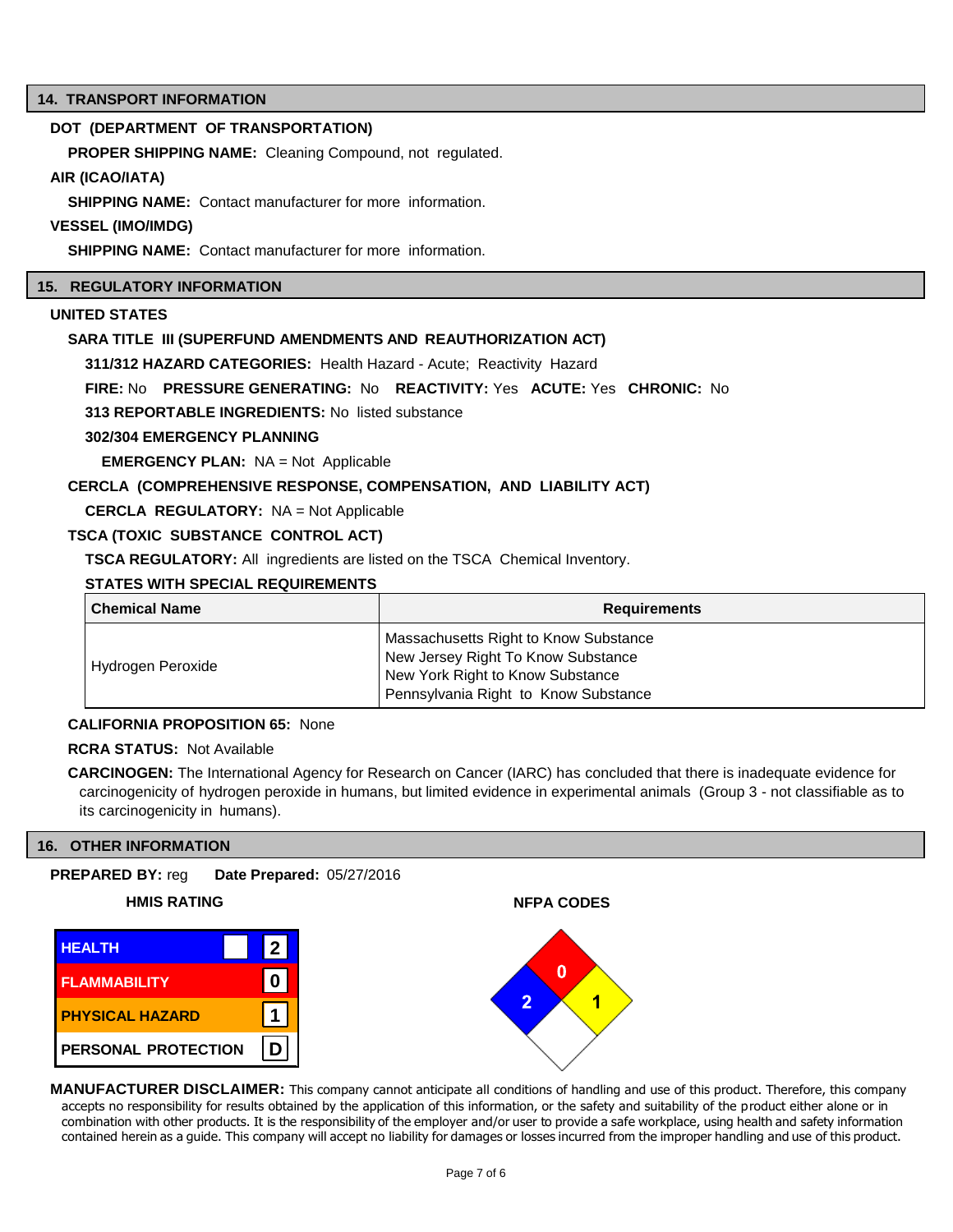## 14. TRANSPORT INFORMATION

**DOT (DEPARTMENT OF TRANSPORTATION)**

**PROPER SHIPPING NAME:** Cleaning Compound, not regulated.

**AIR (ICAO/IATA)**

**SHIPPING NAME:** Contact manufacturer for more information.

**VESSEL (IMO/IMDG)**

**SHIPPING NAME:** Contact manufacturer for more information.

## 15. REGULATORY INFORMATION

**UNITED STATES**

**SARA TITLE III (SUPERFUND AMENDMENTS AND REAUTHORIZATION ACT)**

**311/312 HAZARD CATEGORIES:** Health Hazard - Acute; Reactivity Hazard

**FIRE:** No **PRESSURE GENERATING:** No **REACTIVITY:** Yes **ACUTE:** Yes **CHRONIC:** No

**313 REPORTABLE INGREDIENTS:** No listed substance

**302/304 EMERGENCY PLANNING**

**EMERGENCY PLAN:** NA = Not Applicable

**CERCLA (COMPREHENSIVE RESPONSE, COMPENSATION, AND LIABILITY ACT)**

**CERCLA REGULATORY:** NA = Not Applicable

**TSCA (TOXIC SUBSTANCE CONTROL ACT)**

**TSCA REGULATORY:** All ingredients are listed on the TSCA Chemical Inventory.

**STATES WITH SPECIAL REQUIREMENTS**

| Chemical Name | Requirements |
|---|---|
| Hydrogen Peroxide | Massachusetts Right to Know Substance<br>New Jersey Right To Know Substance<br>New York Right to Know Substance<br>Pennsylvania Right to Know Substance |

**CALIFORNIA PROPOSITION 65:** None

**RCRA STATUS:** Not Available

**CARCINOGEN:** The International Agency for Research on Cancer (IARC) has concluded that there is inadequate evidence for carcinogenicity of hydrogen peroxide in humans, but limited evidence in experimental animals (Group 3 - not classifiable as to its carcinogenicity in humans).

## 16. OTHER INFORMATION

**PREPARED BY:** reg **Date Prepared:** 05/27/2016

**HMIS RATING**

| | |
|---|---|
| HEALTH | 2 |
| FLAMMABILITY | 0 |
| PHYSICAL HAZARD | 1 |
| PERSONAL PROTECTION | D |

**NFPA CODES**

0
2
1

**MANUFACTURER DISCLAIMER:** This company cannot anticipate all conditions of handling and use of this product. Therefore, this company accepts no responsibility for results obtained by the application of this information, or the safety and suitability of the product either alone or in combination with other products. It is the responsibility of the employer and/or user to provide a safe workplace, using health and safety information contained herein as a guide. This company will accept no liability for damages or losses incurred from the improper handling and use of this product.